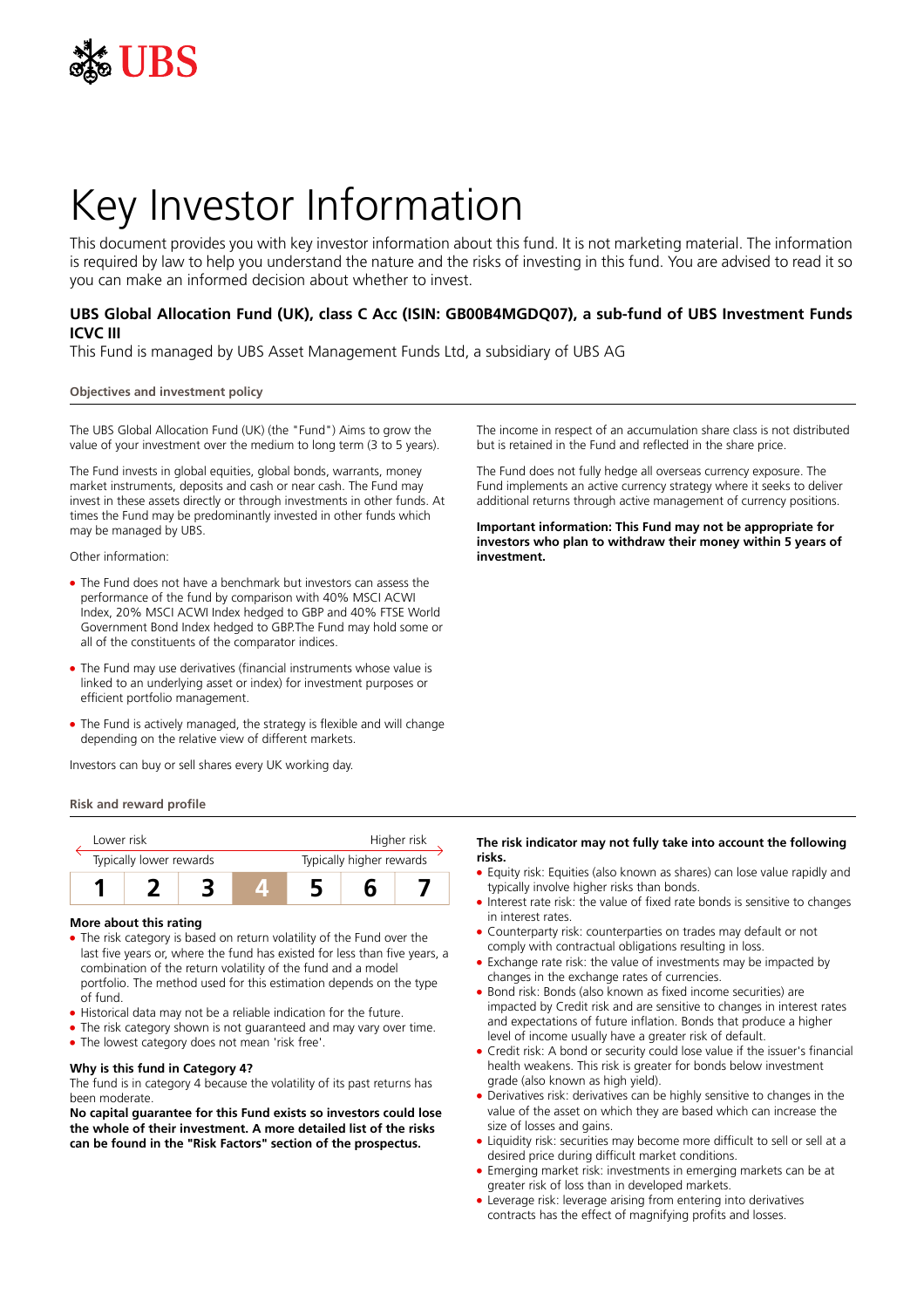UBS

# Key Investor Information

This document provides you with key investor information about this fund. It is not marketing material. The information is required by law to help you understand the nature and the risks of investing in this fund. You are advised to read it so you can make an informed decision about whether to invest.

**UBS Global Allocation Fund (UK), class C Acc (ISIN: GB00B4MGDQ07), a sub-fund of UBS Investment Funds ICVC III**

This Fund is managed by UBS Asset Management Funds Ltd, a subsidiary of UBS AG

## Objectives and investment policy

The UBS Global Allocation Fund (UK) (the "Fund") Aims to grow the value of your investment over the medium to long term (3 to 5 years).

The Fund invests in global equities, global bonds, warrants, money market instruments, deposits and cash or near cash. The Fund may invest in these assets directly or through investments in other funds. At times the Fund may be predominantly invested in other funds which may be managed by UBS.

Other information:

- The Fund does not have a benchmark but investors can assess the performance of the fund by comparison with 40% MSCI ACWI Index, 20% MSCI ACWI Index hedged to GBP and 40% FTSE World Government Bond Index hedged to GBP.The Fund may hold some or all of the constituents of the comparator indices.
- The Fund may use derivatives (financial instruments whose value is linked to an underlying asset or index) for investment purposes or efficient portfolio management.
- The Fund is actively managed, the strategy is flexible and will change depending on the relative view of different markets.

Investors can buy or sell shares every UK working day.

The income in respect of an accumulation share class is not distributed but is retained in the Fund and reflected in the share price.

The Fund does not fully hedge all overseas currency exposure. The Fund implements an active currency strategy where it seeks to deliver additional returns through active management of currency positions.

**Important information: This Fund may not be appropriate for investors who plan to withdraw their money within 5 years of investment.**

## Risk and reward profile

| Lower risk | | | | | | Higher risk |
|---|---|---|---|---|---|---|
| Typically lower rewards | | | | | | Typically higher rewards |
| 1 | 2 | 3 | **4** | 5 | 6 | 7 |

### More about this rating

- The risk category is based on return volatility of the Fund over the last five years or, where the fund has existed for less than five years, a combination of the return volatility of the fund and a model portfolio. The method used for this estimation depends on the type of fund.
- Historical data may not be a reliable indication for the future.
- The risk category shown is not guaranteed and may vary over time.
- The lowest category does not mean 'risk free'.

### Why is this fund in Category 4?

The fund is in category 4 because the volatility of its past returns has been moderate.

**No capital guarantee for this Fund exists so investors could lose the whole of their investment. A more detailed list of the risks can be found in the "Risk Factors" section of the prospectus.**

**The risk indicator may not fully take into account the following risks.**

- Equity risk: Equities (also known as shares) can lose value rapidly and typically involve higher risks than bonds.
- Interest rate risk: the value of fixed rate bonds is sensitive to changes in interest rates.
- Counterparty risk: counterparties on trades may default or not comply with contractual obligations resulting in loss.
- Exchange rate risk: the value of investments may be impacted by changes in the exchange rates of currencies.
- Bond risk: Bonds (also known as fixed income securities) are impacted by Credit risk and are sensitive to changes in interest rates and expectations of future inflation. Bonds that produce a higher level of income usually have a greater risk of default.
- Credit risk: A bond or security could lose value if the issuer's financial health weakens. This risk is greater for bonds below investment grade (also known as high yield).
- Derivatives risk: derivatives can be highly sensitive to changes in the value of the asset on which they are based which can increase the size of losses and gains.
- Liquidity risk: securities may become more difficult to sell or sell at a desired price during difficult market conditions.
- Emerging market risk: investments in emerging markets can be at greater risk of loss than in developed markets.
- Leverage risk: leverage arising from entering into derivatives contracts has the effect of magnifying profits and losses.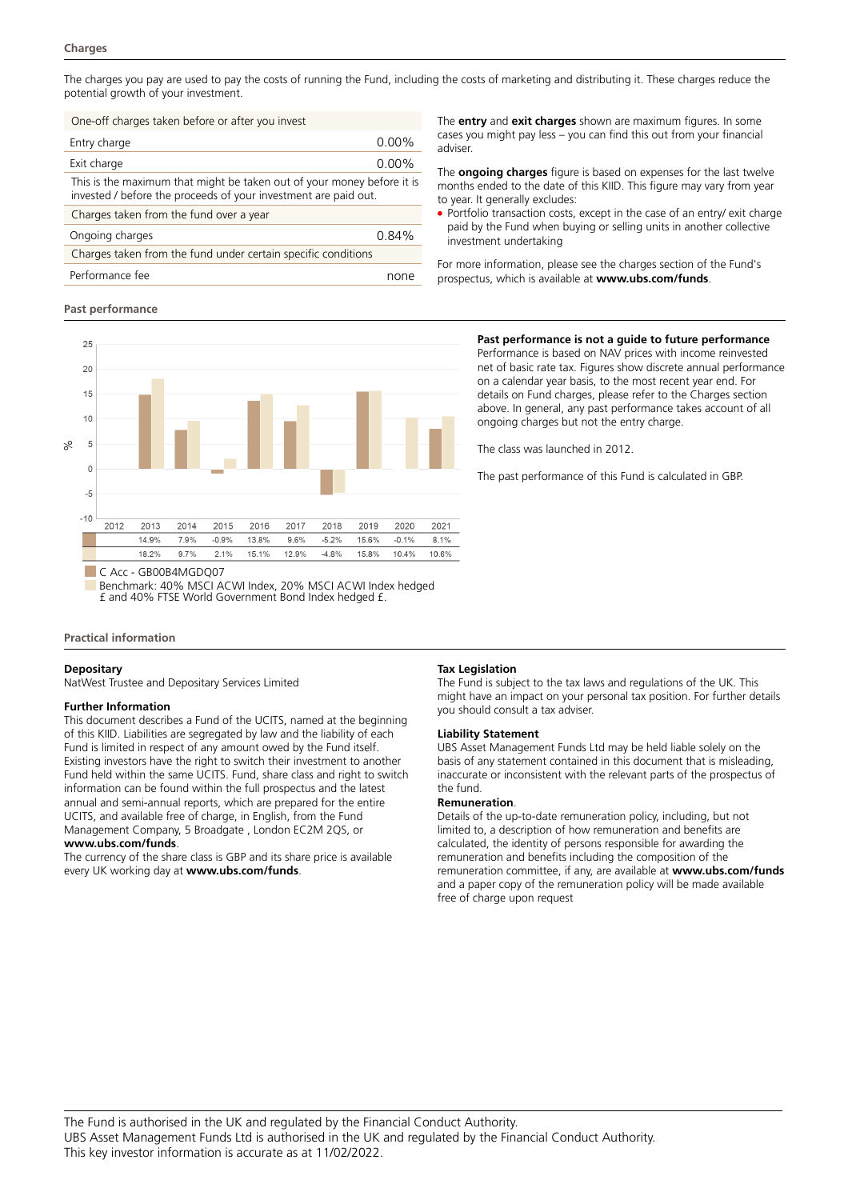## Charges

The charges you pay are used to pay the costs of running the Fund, including the costs of marketing and distributing it. These charges reduce the potential growth of your investment.

| One-off charges taken before or after you invest | |
|---|---|
| Entry charge | 0.00% |
| Exit charge | 0.00% |
| This is the maximum that might be taken out of your money before it is invested / before the proceeds of your investment are paid out. | |
| **Charges taken from the fund over a year** | |
| Ongoing charges | 0.84% |
| **Charges taken from the fund under certain specific conditions** | |
| Performance fee | none |

The **entry** and **exit charges** shown are maximum figures. In some cases you might pay less – you can find this out from your financial adviser.

The **ongoing charges** figure is based on expenses for the last twelve months ended to the date of this KIID. This figure may vary from year to year. It generally excludes:

- Portfolio transaction costs, except in the case of an entry/ exit charge paid by the Fund when buying or selling units in another collective investment undertaking

For more information, please see the charges section of the Fund's prospectus, which is available at **www.ubs.com/funds**.

## Past performance

25
20
15
10
5
0
-5
-10
%

2012 2013 2014 2015 2016 2017 2018 2019 2020 2021
14.9% 7.9% -0.9% 13.8% 9.6% -5.2% 15.6% -0.1% 8.1%
18.2% 9.7% 2.1% 15.1% 12.9% -4.8% 15.8% 10.4% 10.6%

C Acc - GB00B4MGDQ07
Benchmark: 40% MSCI ACWI Index, 20% MSCI ACWI Index hedged £ and 40% FTSE World Government Bond Index hedged £.

**Past performance is not a guide to future performance**
Performance is based on NAV prices with income reinvested net of basic rate tax. Figures show discrete annual performance on a calendar year basis, to the most recent year end. For details on Fund charges, please refer to the Charges section above. In general, any past performance takes account of all ongoing charges but not the entry charge.

The class was launched in 2012.

The past performance of this Fund is calculated in GBP.

## Practical information

**Depositary**
NatWest Trustee and Depositary Services Limited

**Further Information**
This document describes a Fund of the UCITS, named at the beginning of this KIID. Liabilities are segregated by law and the liability of each Fund is limited in respect of any amount owed by the Fund itself. Existing investors have the right to switch their investment to another Fund held within the same UCITS. Fund, share class and right to switch information can be found within the full prospectus and the latest annual and semi-annual reports, which are prepared for the entire UCITS, and available free of charge, in English, from the Fund Management Company, 5 Broadgate , London EC2M 2QS, or **www.ubs.com/funds**.
The currency of the share class is GBP and its share price is available every UK working day at **www.ubs.com/funds**.

**Tax Legislation**
The Fund is subject to the tax laws and regulations of the UK. This might have an impact on your personal tax position. For further details you should consult a tax adviser.

**Liability Statement**
UBS Asset Management Funds Ltd may be held liable solely on the basis of any statement contained in this document that is misleading, inaccurate or inconsistent with the relevant parts of the prospectus of the fund.

**Remuneration**.
Details of the up-to-date remuneration policy, including, but not limited to, a description of how remuneration and benefits are calculated, the identity of persons responsible for awarding the remuneration and benefits including the composition of the remuneration committee, if any, are available at **www.ubs.com/funds** and a paper copy of the remuneration policy will be made available free of charge upon request

The Fund is authorised in the UK and regulated by the Financial Conduct Authority.
UBS Asset Management Funds Ltd is authorised in the UK and regulated by the Financial Conduct Authority.
This key investor information is accurate as at 11/02/2022.